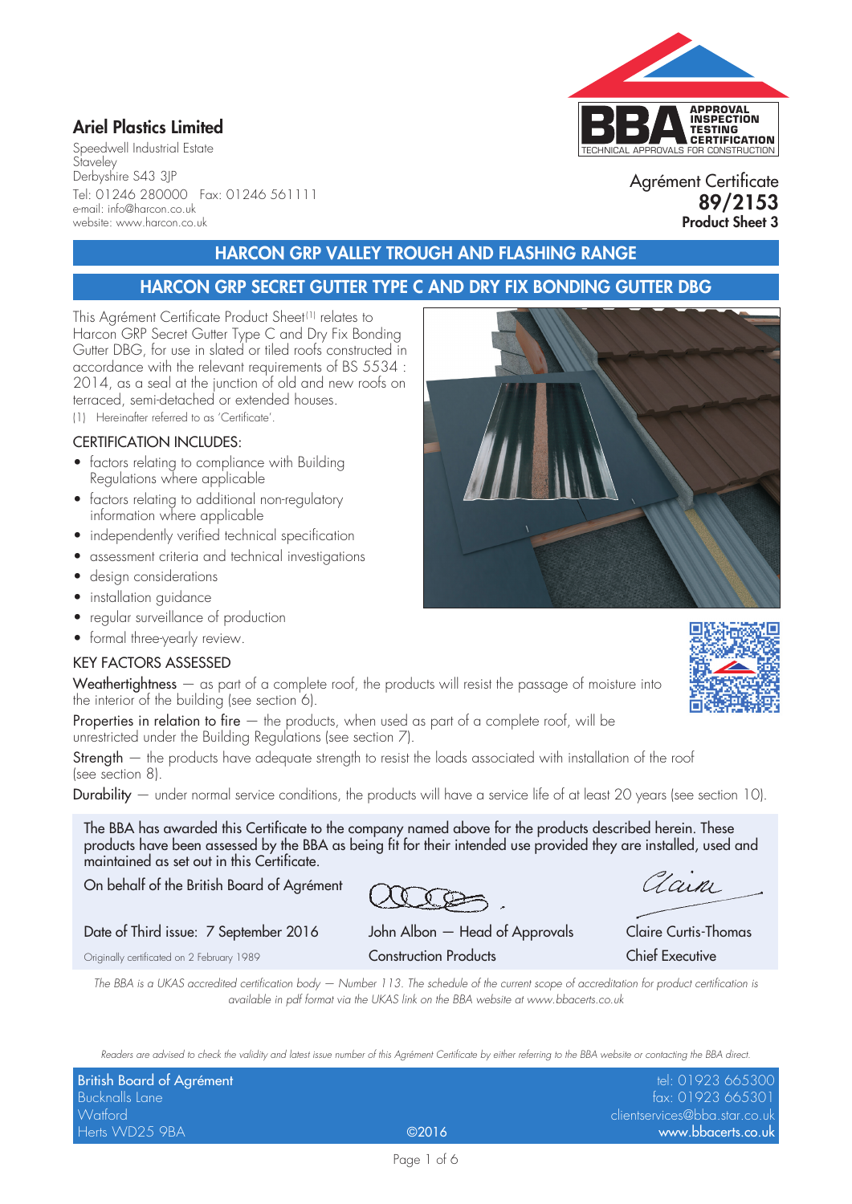# Ariel Plastics Limited

Speedwell Industrial Estate
Staveley
Derbyshire S43 3JP
Tel: 01246 280000 Fax: 01246 561111
e-mail: info@harcon.co.uk
website: www.harcon.co.uk

APPROVAL INSPECTION TESTING CERTIFICATION
TECHNICAL APPROVALS FOR CONSTRUCTION

Agrément Certificate
**89/2153**
**Product Sheet 3**

## HARCON GRP VALLEY TROUGH AND FLASHING RANGE

## HARCON GRP SECRET GUTTER TYPE C AND DRY FIX BONDING GUTTER DBG

This Agrément Certificate Product Sheet[1] relates to Harcon GRP Secret Gutter Type C and Dry Fix Bonding Gutter DBG, for use in slated or tiled roofs constructed in accordance with the relevant requirements of BS 5534 : 2014, as a seal at the junction of old and new roofs on terraced, semi-detached or extended houses.

(1) Hereinafter referred to as 'Certificate'.

### CERTIFICATION INCLUDES:

- factors relating to compliance with Building Regulations where applicable
- factors relating to additional non-regulatory information where applicable
- independently verified technical specification
- assessment criteria and technical investigations
- design considerations
- installation guidance
- regular surveillance of production
- formal three-yearly review.

### KEY FACTORS ASSESSED

**Weathertightness** — as part of a complete roof, the products will resist the passage of moisture into the interior of the building (see section 6).

**Properties in relation to fire** — the products, when used as part of a complete roof, will be unrestricted under the Building Regulations (see section 7).

**Strength** — the products have adequate strength to resist the loads associated with installation of the roof (see section 8).

**Durability** — under normal service conditions, the products will have a service life of at least 20 years (see section 10).

The BBA has awarded this Certificate to the company named above for the products described herein. These products have been assessed by the BBA as being fit for their intended use provided they are installed, used and maintained as set out in this Certificate.

On behalf of the British Board of Agrément

Date of Third issue: 7 September 2016

Originally certificated on 2 February 1989

John Albon — Head of Approvals
Construction Products

Claire Curtis-Thomas
Chief Executive

*The BBA is a UKAS accredited certification body — Number 113. The schedule of the current scope of accreditation for product certification is available in pdf format via the UKAS link on the BBA website at www.bbacerts.co.uk*

*Readers are advised to check the validity and latest issue number of this Agrément Certificate by either referring to the BBA website or contacting the BBA direct.*

British Board of Agrément
Bucknalls Lane
Watford
Herts WD25 9BA

©2016

tel: 01923 665300
fax: 01923 665301
clientservices@bba.star.co.uk
www.bbacerts.co.uk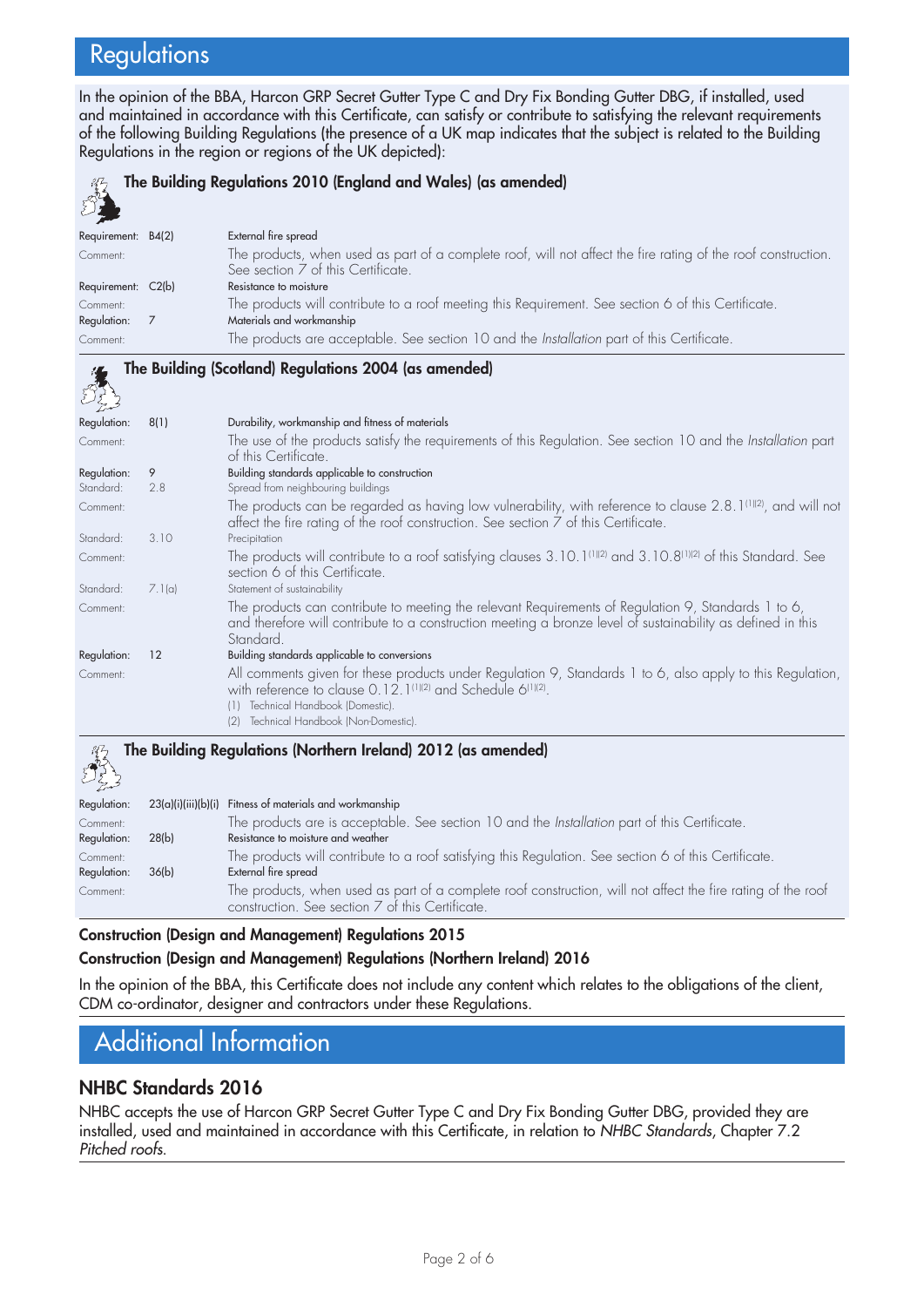# Regulations

In the opinion of the BBA, Harcon GRP Secret Gutter Type C and Dry Fix Bonding Gutter DBG, if installed, used and maintained in accordance with this Certificate, can satisfy or contribute to satisfying the relevant requirements of the following Building Regulations (the presence of a UK map indicates that the subject is related to the Building Regulations in the region or regions of the UK depicted):

**The Building Regulations 2010 (England and Wales) (as amended)**

| | | |
|---|---|---|
| Requirement: | B4(2) | External fire spread |
| Comment: | | The products, when used as part of a complete roof, will not affect the fire rating of the roof construction. See section 7 of this Certificate. |
| Requirement: | C2(b) | Resistance to moisture |
| Comment: | | The products will contribute to a roof meeting this Requirement. See section 6 of this Certificate. |
| Regulation: | 7 | Materials and workmanship |
| Comment: | | The products are acceptable. See section 10 and the *Installation* part of this Certificate. |

**The Building (Scotland) Regulations 2004 (as amended)**

| | | |
|---|---|---|
| Regulation: | 8(1) | Durability, workmanship and fitness of materials |
| Comment: | | The use of the products satisfy the requirements of this Regulation. See section 10 and the *Installation* part of this Certificate. |
| Regulation: | 9 | Building standards applicable to construction |
| Standard: | 2.8 | Spread from neighbouring buildings |
| Comment: | | The products can be regarded as having low vulnerability, with reference to clause 2.8.1[(1)(2)], and will not affect the fire rating of the roof construction. See section 7 of this Certificate. |
| Standard: | 3.10 | Precipitation |
| Comment: | | The products will contribute to a roof satisfying clauses 3.10.1[(1)(2)] and 3.10.8[(1)(2)] of this Standard. See section 6 of this Certificate. |
| Standard: | 7.1(a) | Statement of sustainability |
| Comment: | | The products can contribute to meeting the relevant Requirements of Regulation 9, Standards 1 to 6, and therefore will contribute to a construction meeting a bronze level of sustainability as defined in this Standard. |
| Regulation: | 12 | Building standards applicable to conversions |
| Comment: | | All comments given for these products under Regulation 9, Standards 1 to 6, also apply to this Regulation, with reference to clause 0.12.1[(1)(2)] and Schedule 6[(1)(2)]. |

(1) Technical Handbook (Domestic).
(2) Technical Handbook (Non-Domestic).

**The Building Regulations (Northern Ireland) 2012 (as amended)**

| | | |
|---|---|---|
| Regulation: | 23(a)(i)(iii)(b)(i) | Fitness of materials and workmanship |
| Comment: | | The products are is acceptable. See section 10 and the *Installation* part of this Certificate. |
| Regulation: | 28(b) | Resistance to moisture and weather |
| Comment: | | The products will contribute to a roof satisfying this Regulation. See section 6 of this Certificate. |
| Regulation: | 36(b) | External fire spread |
| Comment: | | The products, when used as part of a complete roof construction, will not affect the fire rating of the roof construction. See section 7 of this Certificate. |

**Construction (Design and Management) Regulations 2015**

**Construction (Design and Management) Regulations (Northern Ireland) 2016**

In the opinion of the BBA, this Certificate does not include any content which relates to the obligations of the client, CDM co-ordinator, designer and contractors under these Regulations.

# Additional Information

## NHBC Standards 2016

NHBC accepts the use of Harcon GRP Secret Gutter Type C and Dry Fix Bonding Gutter DBG, provided they are installed, used and maintained in accordance with this Certificate, in relation to *NHBC Standards*, Chapter 7.2 *Pitched roofs*.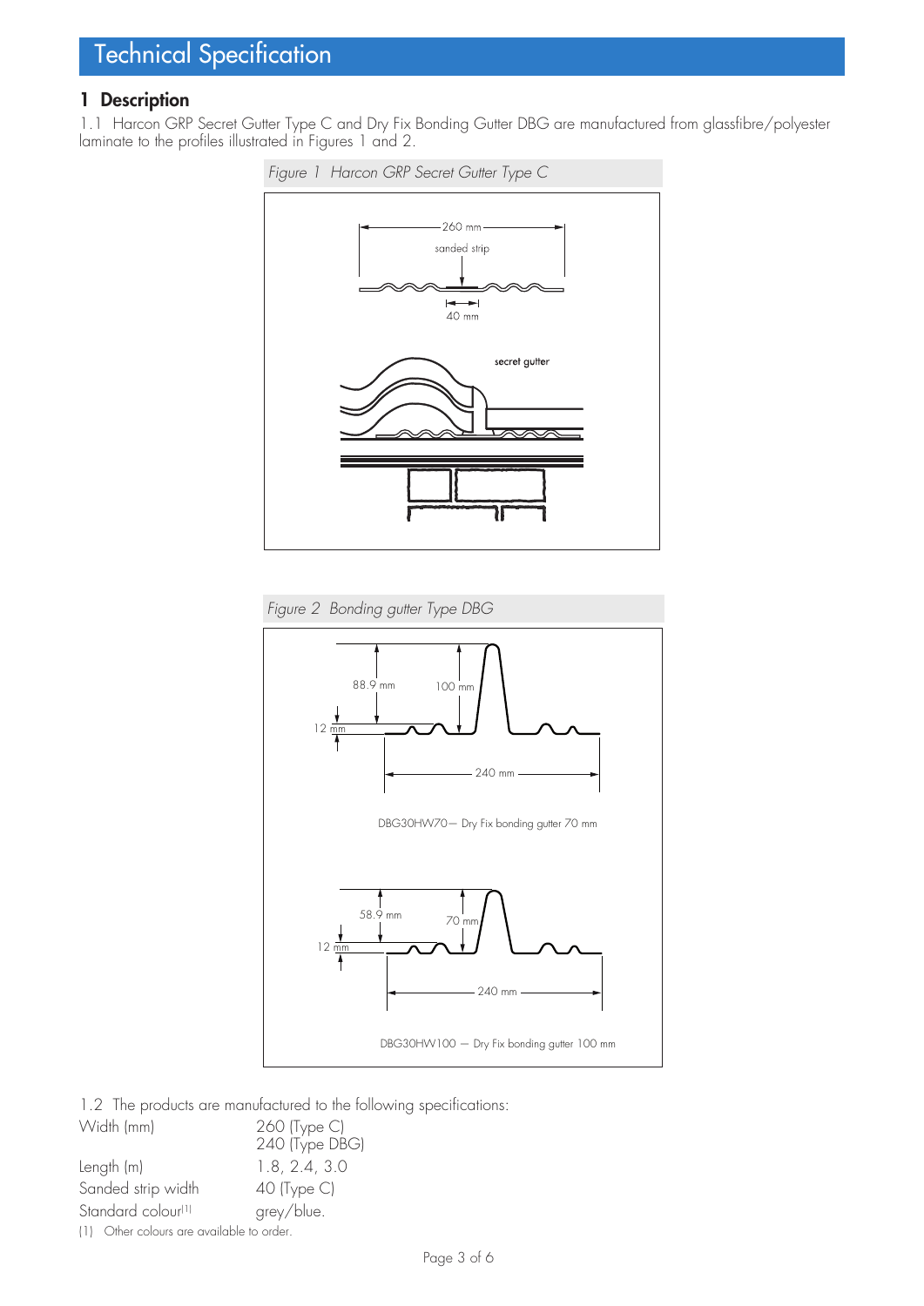# Technical Specification

## 1 Description

1.1 Harcon GRP Secret Gutter Type C and Dry Fix Bonding Gutter DBG are manufactured from glassfibre/polyester laminate to the profiles illustrated in Figures 1 and 2.

*Figure 1 Harcon GRP Secret Gutter Type C*

*Figure 2 Bonding gutter Type DBG*

1.2 The products are manufactured to the following specifications:

| | |
|---|---|
| Width (mm) | 260 (Type C)<br>240 (Type DBG) |
| Length (m) | 1.8, 2.4, 3.0 |
| Sanded strip width | 40 (Type C) |
| Standard colour[1] | grey/blue. |

(1) Other colours are available to order.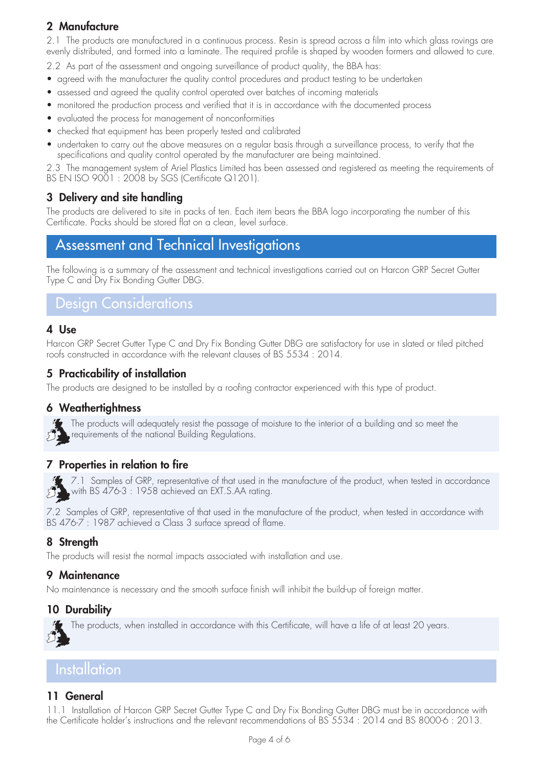## 2 Manufacture

2.1 The products are manufactured in a continuous process. Resin is spread across a film into which glass rovings are evenly distributed, and formed into a laminate. The required profile is shaped by wooden formers and allowed to cure.

2.2 As part of the assessment and ongoing surveillance of product quality, the BBA has:

- agreed with the manufacturer the quality control procedures and product testing to be undertaken
- assessed and agreed the quality control operated over batches of incoming materials
- monitored the production process and verified that it is in accordance with the documented process
- evaluated the process for management of nonconformities
- checked that equipment has been properly tested and calibrated
- undertaken to carry out the above measures on a regular basis through a surveillance process, to verify that the specifications and quality control operated by the manufacturer are being maintained.

2.3 The management system of Ariel Plastics Limited has been assessed and registered as meeting the requirements of BS EN ISO 9001 : 2008 by SGS (Certificate Q1201).

## 3 Delivery and site handling

The products are delivered to site in packs of ten. Each item bears the BBA logo incorporating the number of this Certificate. Packs should be stored flat on a clean, level surface.

# Assessment and Technical Investigations

The following is a summary of the assessment and technical investigations carried out on Harcon GRP Secret Gutter Type C and Dry Fix Bonding Gutter DBG.

# Design Considerations

## 4 Use

Harcon GRP Secret Gutter Type C and Dry Fix Bonding Gutter DBG are satisfactory for use in slated or tiled pitched roofs constructed in accordance with the relevant clauses of BS 5534 : 2014.

## 5 Practicability of installation

The products are designed to be installed by a roofing contractor experienced with this type of product.

## 6 Weathertightness

The products will adequately resist the passage of moisture to the interior of a building and so meet the requirements of the national Building Regulations.

## 7 Properties in relation to fire

7.1 Samples of GRP, representative of that used in the manufacture of the product, when tested in accordance with BS 476-3 : 1958 achieved an EXT.S.AA rating.

7.2 Samples of GRP, representative of that used in the manufacture of the product, when tested in accordance with BS 476-7 : 1987 achieved a Class 3 surface spread of flame.

## 8 Strength

The products will resist the normal impacts associated with installation and use.

## 9 Maintenance

No maintenance is necessary and the smooth surface finish will inhibit the build-up of foreign matter.

## 10 Durability

The products, when installed in accordance with this Certificate, will have a life of at least 20 years.

# Installation

## 11 General

11.1 Installation of Harcon GRP Secret Gutter Type C and Dry Fix Bonding Gutter DBG must be in accordance with the Certificate holder's instructions and the relevant recommendations of BS 5534 : 2014 and BS 8000-6 : 2013.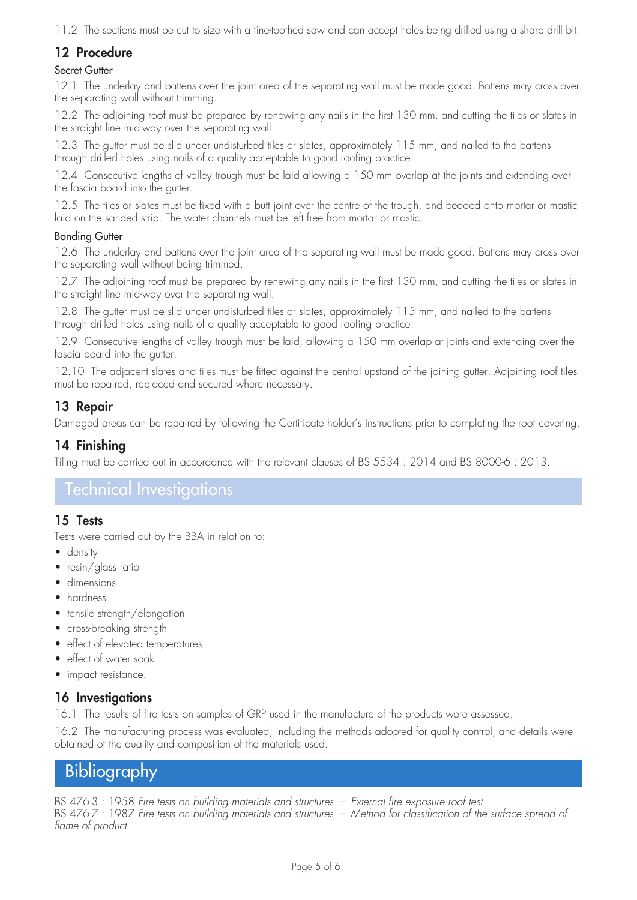11.2 The sections must be cut to size with a fine-toothed saw and can accept holes being drilled using a sharp drill bit.

## 12 Procedure

### Secret Gutter

12.1 The underlay and battens over the joint area of the separating wall must be made good. Battens may cross over the separating wall without trimming.

12.2 The adjoining roof must be prepared by renewing any nails in the first 130 mm, and cutting the tiles or slates in the straight line mid-way over the separating wall.

12.3 The gutter must be slid under undisturbed tiles or slates, approximately 115 mm, and nailed to the battens through drilled holes using nails of a quality acceptable to good roofing practice.

12.4 Consecutive lengths of valley trough must be laid allowing a 150 mm overlap at the joints and extending over the fascia board into the gutter.

12.5 The tiles or slates must be fixed with a butt joint over the centre of the trough, and bedded onto mortar or mastic laid on the sanded strip. The water channels must be left free from mortar or mastic.

### Bonding Gutter

12.6 The underlay and battens over the joint area of the separating wall must be made good. Battens may cross over the separating wall without being trimmed.

12.7 The adjoining roof must be prepared by renewing any nails in the first 130 mm, and cutting the tiles or slates in the straight line mid-way over the separating wall.

12.8 The gutter must be slid under undisturbed tiles or slates, approximately 115 mm, and nailed to the battens through drilled holes using nails of a quality acceptable to good roofing practice.

12.9 Consecutive lengths of valley trough must be laid, allowing a 150 mm overlap at joints and extending over the fascia board into the gutter.

12.10 The adjacent slates and tiles must be fitted against the central upstand of the joining gutter. Adjoining roof tiles must be repaired, replaced and secured where necessary.

## 13 Repair

Damaged areas can be repaired by following the Certificate holder's instructions prior to completing the roof covering.

## 14 Finishing

Tiling must be carried out in accordance with the relevant clauses of BS 5534 : 2014 and BS 8000-6 : 2013.

# Technical Investigations

## 15 Tests

Tests were carried out by the BBA in relation to:

- density
- resin/glass ratio
- dimensions
- hardness
- tensile strength/elongation
- cross-breaking strength
- effect of elevated temperatures
- effect of water soak
- impact resistance.

## 16 Investigations

16.1 The results of fire tests on samples of GRP used in the manufacture of the products were assessed.

16.2 The manufacturing process was evaluated, including the methods adopted for quality control, and details were obtained of the quality and composition of the materials used.

# Bibliography

BS 476-3 : 1958 *Fire tests on building materials and structures — External fire exposure roof test*
BS 476-7 : 1987 *Fire tests on building materials and structures — Method for classification of the surface spread of flame of product*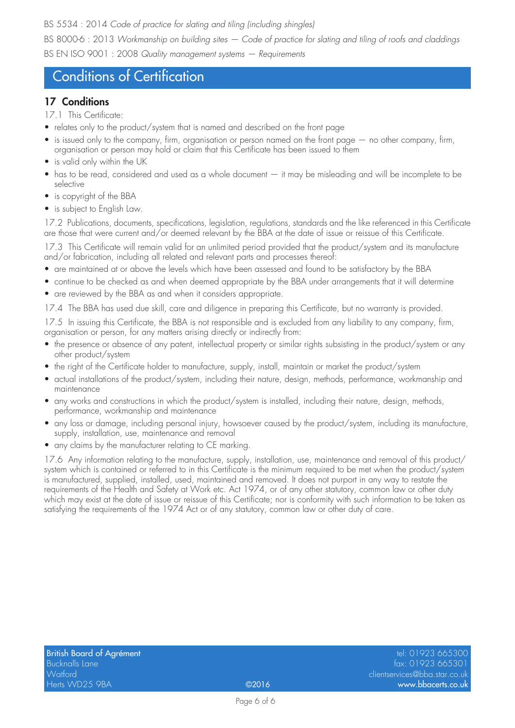BS 5534 : 2014 *Code of practice for slating and tiling (including shingles)*

BS 8000-6 : 2013 *Workmanship on building sites — Code of practice for slating and tiling of roofs and claddings*

BS EN ISO 9001 : 2008 *Quality management systems — Requirements*

# Conditions of Certification

## 17 Conditions

17.1 This Certificate:

- relates only to the product/system that is named and described on the front page
- is issued only to the company, firm, organisation or person named on the front page — no other company, firm, organisation or person may hold or claim that this Certificate has been issued to them
- is valid only within the UK
- has to be read, considered and used as a whole document — it may be misleading and will be incomplete to be selective
- is copyright of the BBA
- is subject to English Law.

17.2 Publications, documents, specifications, legislation, regulations, standards and the like referenced in this Certificate are those that were current and/or deemed relevant by the BBA at the date of issue or reissue of this Certificate.

17.3 This Certificate will remain valid for an unlimited period provided that the product/system and its manufacture and/or fabrication, including all related and relevant parts and processes thereof:

- are maintained at or above the levels which have been assessed and found to be satisfactory by the BBA
- continue to be checked as and when deemed appropriate by the BBA under arrangements that it will determine
- are reviewed by the BBA as and when it considers appropriate.

17.4 The BBA has used due skill, care and diligence in preparing this Certificate, but no warranty is provided.

17.5 In issuing this Certificate, the BBA is not responsible and is excluded from any liability to any company, firm, organisation or person, for any matters arising directly or indirectly from:

- the presence or absence of any patent, intellectual property or similar rights subsisting in the product/system or any other product/system
- the right of the Certificate holder to manufacture, supply, install, maintain or market the product/system
- actual installations of the product/system, including their nature, design, methods, performance, workmanship and maintenance
- any works and constructions in which the product/system is installed, including their nature, design, methods, performance, workmanship and maintenance
- any loss or damage, including personal injury, howsoever caused by the product/system, including its manufacture, supply, installation, use, maintenance and removal
- any claims by the manufacturer relating to CE marking.

17.6 Any information relating to the manufacture, supply, installation, use, maintenance and removal of this product/system which is contained or referred to in this Certificate is the minimum required to be met when the product/system is manufactured, supplied, installed, used, maintained and removed. It does not purport in any way to restate the requirements of the Health and Safety at Work etc. Act 1974, or of any other statutory, common law or other duty which may exist at the date of issue or reissue of this Certificate; nor is conformity with such information to be taken as satisfying the requirements of the 1974 Act or of any statutory, common law or other duty of care.

**British Board of Agrément**
Bucknalls Lane
Watford
Herts WD25 9BA

©2016

tel: 01923 665300
fax: 01923 665301
clientservices@bba.star.co.uk
**www.bbacerts.co.uk**